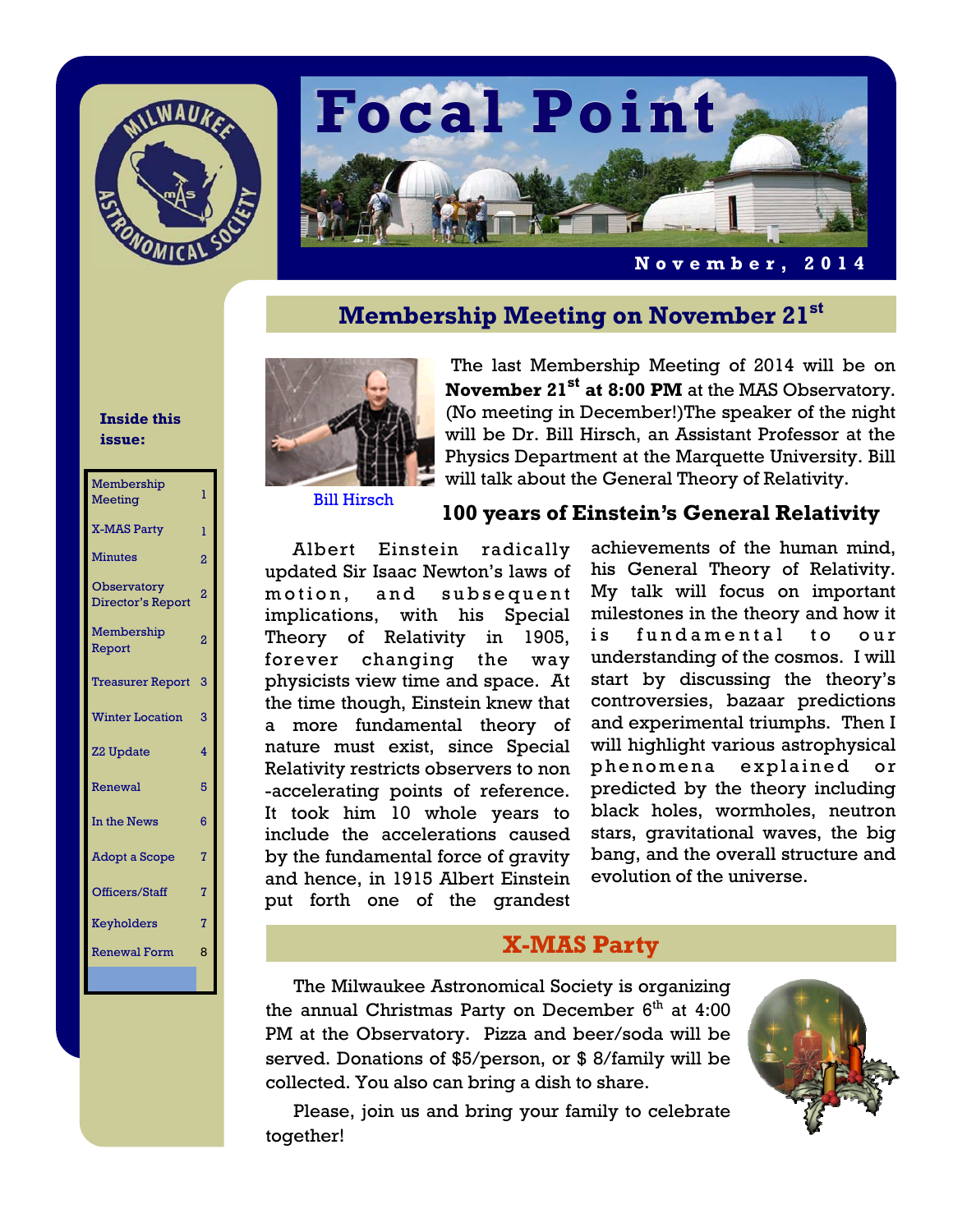# Focal Point

**November, 2014**

**Inside this issue:**

| | |
|---|---|
| Membership Meeting | 1 |
| X-MAS Party | 1 |
| Minutes | 2 |
| Observatory Director's Report | 2 |
| Membership Report | 2 |
| Treasurer Report | 3 |
| Winter Location | 3 |
| Z2 Update | 4 |
| Renewal | 5 |
| In the News | 6 |
| Adopt a Scope | 7 |
| Officers/Staff | 7 |
| Keyholders | 7 |
| Renewal Form | 8 |

## Membership Meeting on November 21st

Bill Hirsch

The last Membership Meeting of 2014 will be on **November 21st at 8:00 PM** at the MAS Observatory. (No meeting in December!)The speaker of the night will be Dr. Bill Hirsch, an Assistant Professor at the Physics Department at the Marquette University. Bill will talk about the General Theory of Relativity.

### 100 years of Einstein's General Relativity

Albert Einstein radically updated Sir Isaac Newton's laws of motion, and subsequent implications, with his Special Theory of Relativity in 1905, forever changing the way physicists view time and space. At the time though, Einstein knew that a more fundamental theory of nature must exist, since Special Relativity restricts observers to non -accelerating points of reference. It took him 10 whole years to include the accelerations caused by the fundamental force of gravity and hence, in 1915 Albert Einstein put forth one of the grandest achievements of the human mind, his General Theory of Relativity. My talk will focus on important milestones in the theory and how it is fundamental to our understanding of the cosmos. I will start by discussing the theory's controversies, bazaar predictions and experimental triumphs. Then I will highlight various astrophysical phenomena explained or predicted by the theory including black holes, wormholes, neutron stars, gravitational waves, the big bang, and the overall structure and evolution of the universe.

## X-MAS Party

The Milwaukee Astronomical Society is organizing the annual Christmas Party on December 6th at 4:00 PM at the Observatory. Pizza and beer/soda will be served. Donations of $5/person, or $ 8/family will be collected. You also can bring a dish to share.

Please, join us and bring your family to celebrate together!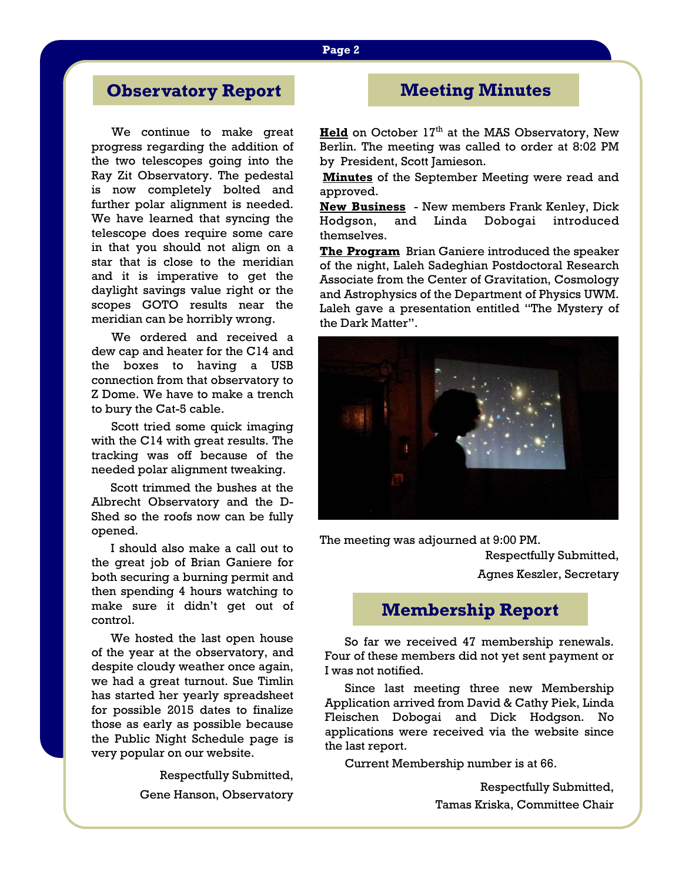## Observatory Report

We continue to make great progress regarding the addition of the two telescopes going into the Ray Zit Observatory. The pedestal is now completely bolted and further polar alignment is needed. We have learned that syncing the telescope does require some care in that you should not align on a star that is close to the meridian and it is imperative to get the daylight savings value right or the scopes GOTO results near the meridian can be horribly wrong.

We ordered and received a dew cap and heater for the C14 and the boxes to having a USB connection from that observatory to Z Dome. We have to make a trench to bury the Cat-5 cable.

Scott tried some quick imaging with the C14 with great results. The tracking was off because of the needed polar alignment tweaking.

Scott trimmed the bushes at the Albrecht Observatory and the D-Shed so the roofs now can be fully opened.

I should also make a call out to the great job of Brian Ganiere for both securing a burning permit and then spending 4 hours watching to make sure it didn't get out of control.

We hosted the last open house of the year at the observatory, and despite cloudy weather once again, we had a great turnout. Sue Timlin has started her yearly spreadsheet for possible 2015 dates to finalize those as early as possible because the Public Night Schedule page is very popular on our website.

Respectfully Submitted,

Gene Hanson, Observatory

## Meeting Minutes

**Held** on October 17th at the MAS Observatory, New Berlin. The meeting was called to order at 8:02 PM by President, Scott Jamieson.

**Minutes** of the September Meeting were read and approved.

**New Business** - New members Frank Kenley, Dick Hodgson, and Linda Dobogai introduced themselves.

**The Program** Brian Ganiere introduced the speaker of the night, Laleh Sadeghian Postdoctoral Research Associate from the Center of Gravitation, Cosmology and Astrophysics of the Department of Physics UWM. Laleh gave a presentation entitled "The Mystery of the Dark Matter".

The meeting was adjourned at 9:00 PM.

Respectfully Submitted,

Agnes Keszler, Secretary

## Membership Report

So far we received 47 membership renewals. Four of these members did not yet sent payment or I was not notified.

Since last meeting three new Membership Application arrived from David & Cathy Piek, Linda Fleischen Dobogai and Dick Hodgson. No applications were received via the website since the last report.

Current Membership number is at 66.

Respectfully Submitted,

Tamas Kriska, Committee Chair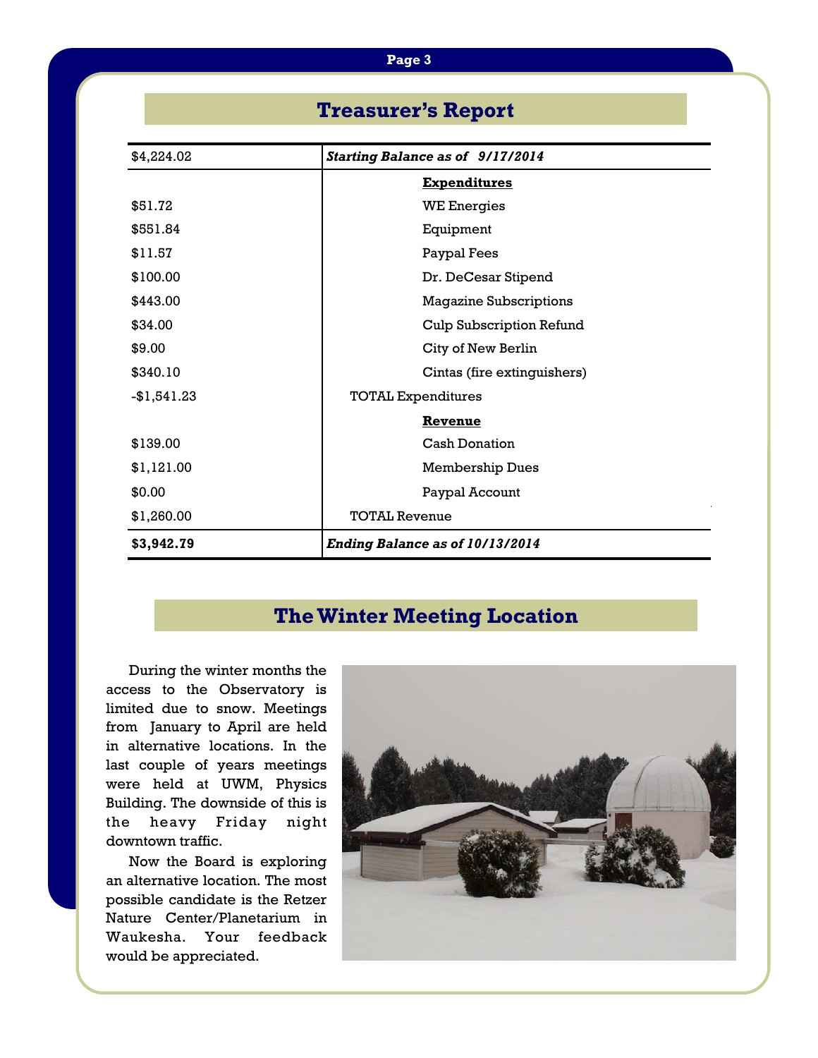## Treasurer's Report

| | |
|---|---|
| $4,224.02 | ***Starting Balance as of 9/17/2014*** |
| | **Expenditures** |
| $51.72 | WE Energies |
| $551.84 | Equipment |
| $11.57 | Paypal Fees |
| $100.00 | Dr. DeCesar Stipend |
| $443.00 | Magazine Subscriptions |
| $34.00 | Culp Subscription Refund |
| $9.00 | City of New Berlin |
| $340.10 | Cintas (fire extinguishers) |
| -$1,541.23 | TOTAL Expenditures |
| | **Revenue** |
| $139.00 | Cash Donation |
| $1,121.00 | Membership Dues |
| $0.00 | Paypal Account |
| $1,260.00 | TOTAL Revenue |
| **$3,942.79** | ***Ending Balance as of 10/13/2014*** |

## The Winter Meeting Location

During the winter months the access to the Observatory is limited due to snow. Meetings from January to April are held in alternative locations. In the last couple of years meetings were held at UWM, Physics Building. The downside of this is the heavy Friday night downtown traffic.

Now the Board is exploring an alternative location. The most possible candidate is the Retzer Nature Center/Planetarium in Waukesha. Your feedback would be appreciated.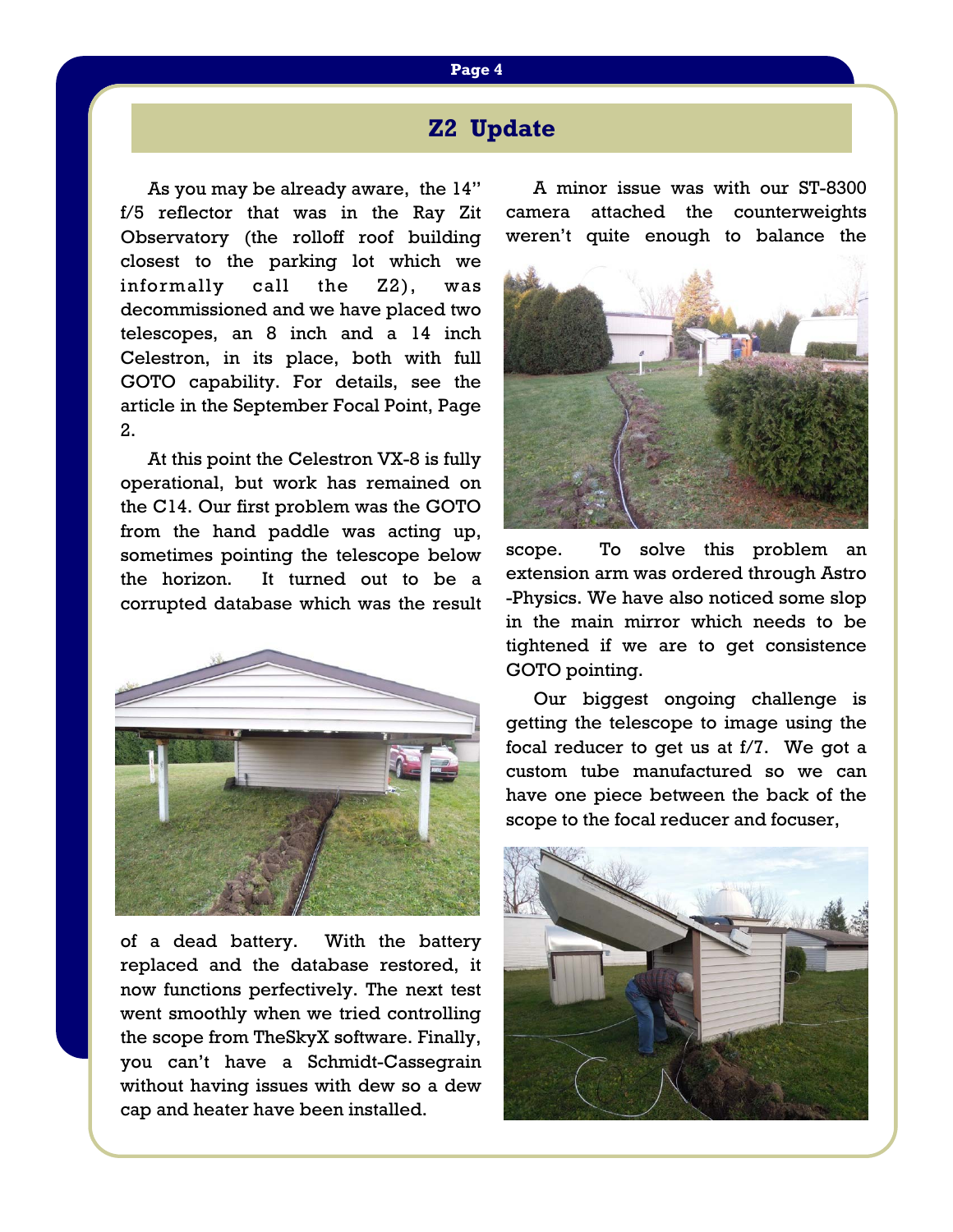## Z2 Update

As you may be already aware, the 14" f/5 reflector that was in the Ray Zit Observatory (the rolloff roof building closest to the parking lot which we informally call the Z2), was decommissioned and we have placed two telescopes, an 8 inch and a 14 inch Celestron, in its place, both with full GOTO capability. For details, see the article in the September Focal Point, Page 2.

At this point the Celestron VX-8 is fully operational, but work has remained on the C14. Our first problem was the GOTO from the hand paddle was acting up, sometimes pointing the telescope below the horizon. It turned out to be a corrupted database which was the result of a dead battery. With the battery replaced and the database restored, it now functions perfectively. The next test went smoothly when we tried controlling the scope from TheSkyX software. Finally, you can't have a Schmidt-Cassegrain without having issues with dew so a dew cap and heater have been installed.

A minor issue was with our ST-8300 camera attached the counterweights weren't quite enough to balance the scope. To solve this problem an extension arm was ordered through Astro -Physics. We have also noticed some slop in the main mirror which needs to be tightened if we are to get consistence GOTO pointing.

Our biggest ongoing challenge is getting the telescope to image using the focal reducer to get us at f/7. We got a custom tube manufactured so we can have one piece between the back of the scope to the focal reducer and focuser,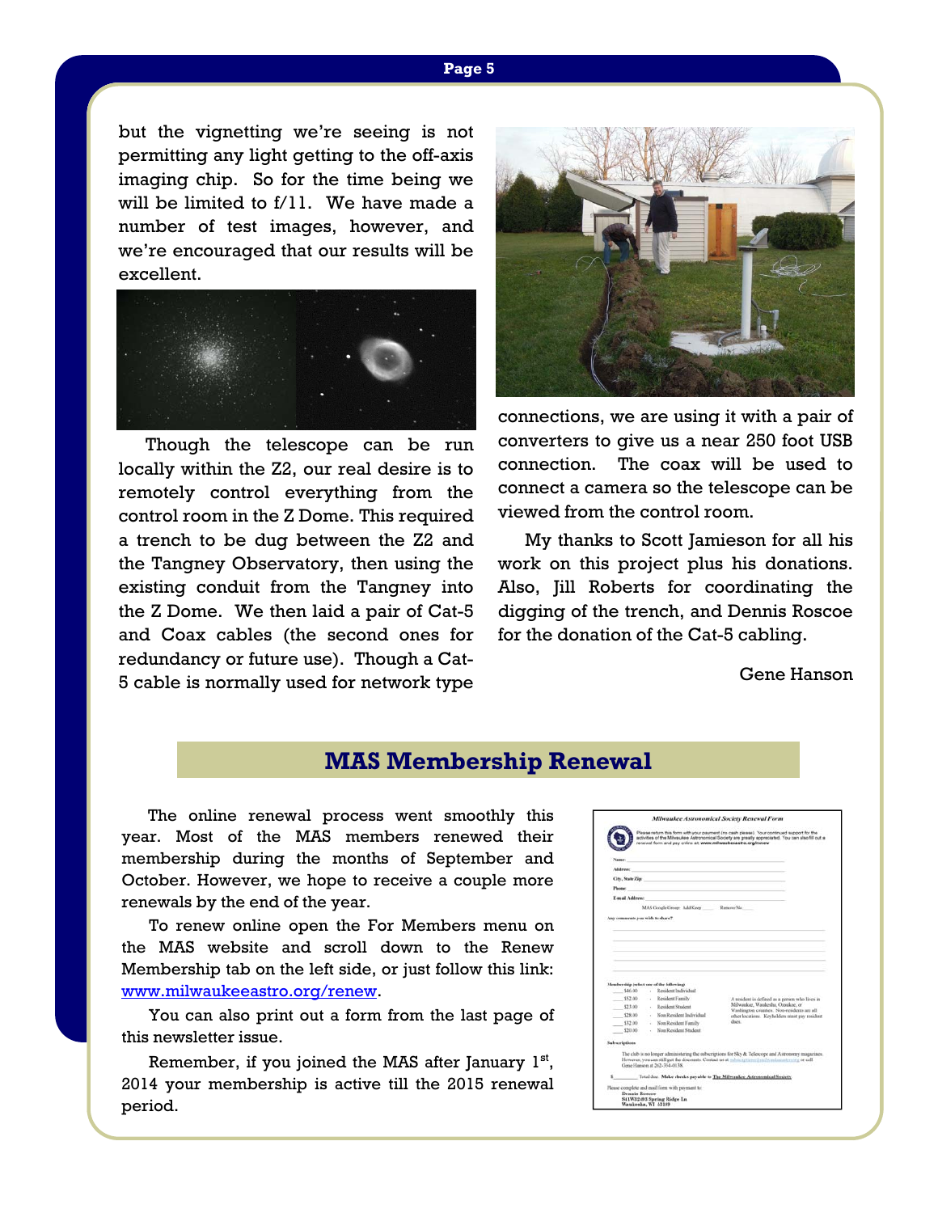but the vignetting we're seeing is not permitting any light getting to the off-axis imaging chip. So for the time being we will be limited to f/11. We have made a number of test images, however, and we're encouraged that our results will be excellent.

Though the telescope can be run locally within the Z2, our real desire is to remotely control everything from the control room in the Z Dome. This required a trench to be dug between the Z2 and the Tangney Observatory, then using the existing conduit from the Tangney into the Z Dome. We then laid a pair of Cat-5 and Coax cables (the second ones for redundancy or future use). Though a Cat-5 cable is normally used for network type connections, we are using it with a pair of converters to give us a near 250 foot USB connection. The coax will be used to connect a camera so the telescope can be viewed from the control room.

My thanks to Scott Jamieson for all his work on this project plus his donations. Also, Jill Roberts for coordinating the digging of the trench, and Dennis Roscoe for the donation of the Cat-5 cabling.

Gene Hanson

## MAS Membership Renewal

The online renewal process went smoothly this year. Most of the MAS members renewed their membership during the months of September and October. However, we hope to receive a couple more renewals by the end of the year.

To renew online open the For Members menu on the MAS website and scroll down to the Renew Membership tab on the left side, or just follow this link: [www.milwaukeeastro.org/renew](http://www.milwaukeeastro.org/renew).

You can also print out a form from the last page of this newsletter issue.

Remember, if you joined the MAS after January 1st, 2014 your membership is active till the 2015 renewal period.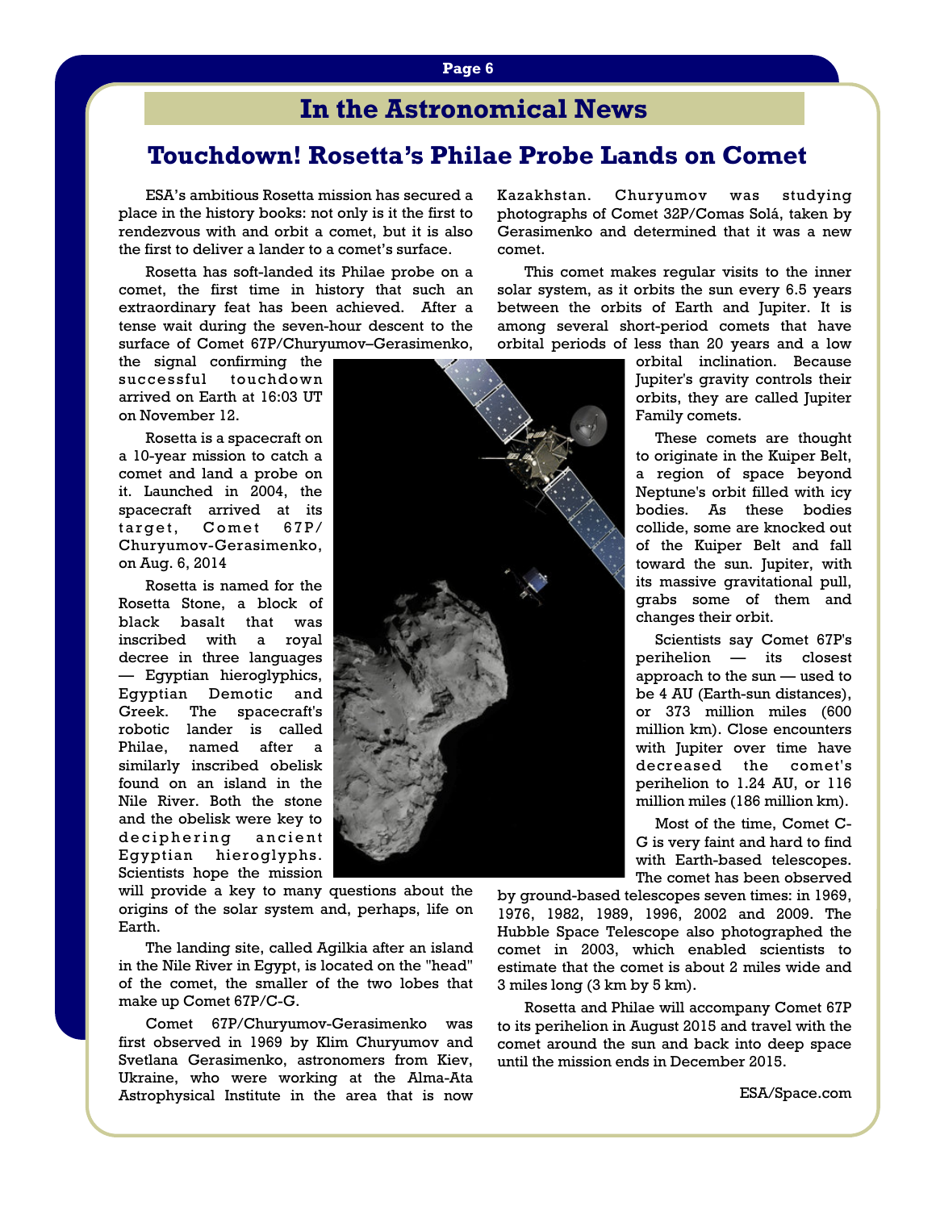## In the Astronomical News

# Touchdown! Rosetta's Philae Probe Lands on Comet

ESA's ambitious Rosetta mission has secured a place in the history books: not only is it the first to rendezvous with and orbit a comet, but it is also the first to deliver a lander to a comet's surface.

Rosetta has soft-landed its Philae probe on a comet, the first time in history that such an extraordinary feat has been achieved. After a tense wait during the seven-hour descent to the surface of Comet 67P/Churyumov–Gerasimenko, the signal confirming the successful touchdown arrived on Earth at 16:03 UT on November 12.

Rosetta is a spacecraft on a 10-year mission to catch a comet and land a probe on it. Launched in 2004, the spacecraft arrived at its target, Comet 67P/Churyumov-Gerasimenko, on Aug. 6, 2014

Rosetta is named for the Rosetta Stone, a block of black basalt that was inscribed with a royal decree in three languages — Egyptian hieroglyphics, Egyptian Demotic and Greek. The spacecraft's robotic lander is called Philae, named after a similarly inscribed obelisk found on an island in the Nile River. Both the stone and the obelisk were key to deciphering ancient Egyptian hieroglyphs. Scientists hope the mission will provide a key to many questions about the origins of the solar system and, perhaps, life on Earth.

The landing site, called Agilkia after an island in the Nile River in Egypt, is located on the "head" of the comet, the smaller of the two lobes that make up Comet 67P/C-G.

Comet 67P/Churyumov-Gerasimenko was first observed in 1969 by Klim Churyumov and Svetlana Gerasimenko, astronomers from Kiev, Ukraine, who were working at the Alma-Ata Astrophysical Institute in the area that is now Kazakhstan. Churyumov was studying photographs of Comet 32P/Comas Solá, taken by Gerasimenko and determined that it was a new comet.

This comet makes regular visits to the inner solar system, as it orbits the sun every 6.5 years between the orbits of Earth and Jupiter. It is among several short-period comets that have orbital periods of less than 20 years and a low orbital inclination. Because Jupiter's gravity controls their orbits, they are called Jupiter Family comets.

These comets are thought to originate in the Kuiper Belt, a region of space beyond Neptune's orbit filled with icy bodies. As these bodies collide, some are knocked out of the Kuiper Belt and fall toward the sun. Jupiter, with its massive gravitational pull, grabs some of them and changes their orbit.

Scientists say Comet 67P's perihelion — its closest approach to the sun — used to be 4 AU (Earth-sun distances), or 373 million miles (600 million km). Close encounters with Jupiter over time have decreased the comet's perihelion to 1.24 AU, or 116 million miles (186 million km).

Most of the time, Comet C-G is very faint and hard to find with Earth-based telescopes. The comet has been observed by ground-based telescopes seven times: in 1969, 1976, 1982, 1989, 1996, 2002 and 2009. The Hubble Space Telescope also photographed the comet in 2003, which enabled scientists to estimate that the comet is about 2 miles wide and 3 miles long (3 km by 5 km).

Rosetta and Philae will accompany Comet 67P to its perihelion in August 2015 and travel with the comet around the sun and back into deep space until the mission ends in December 2015.

ESA/Space.com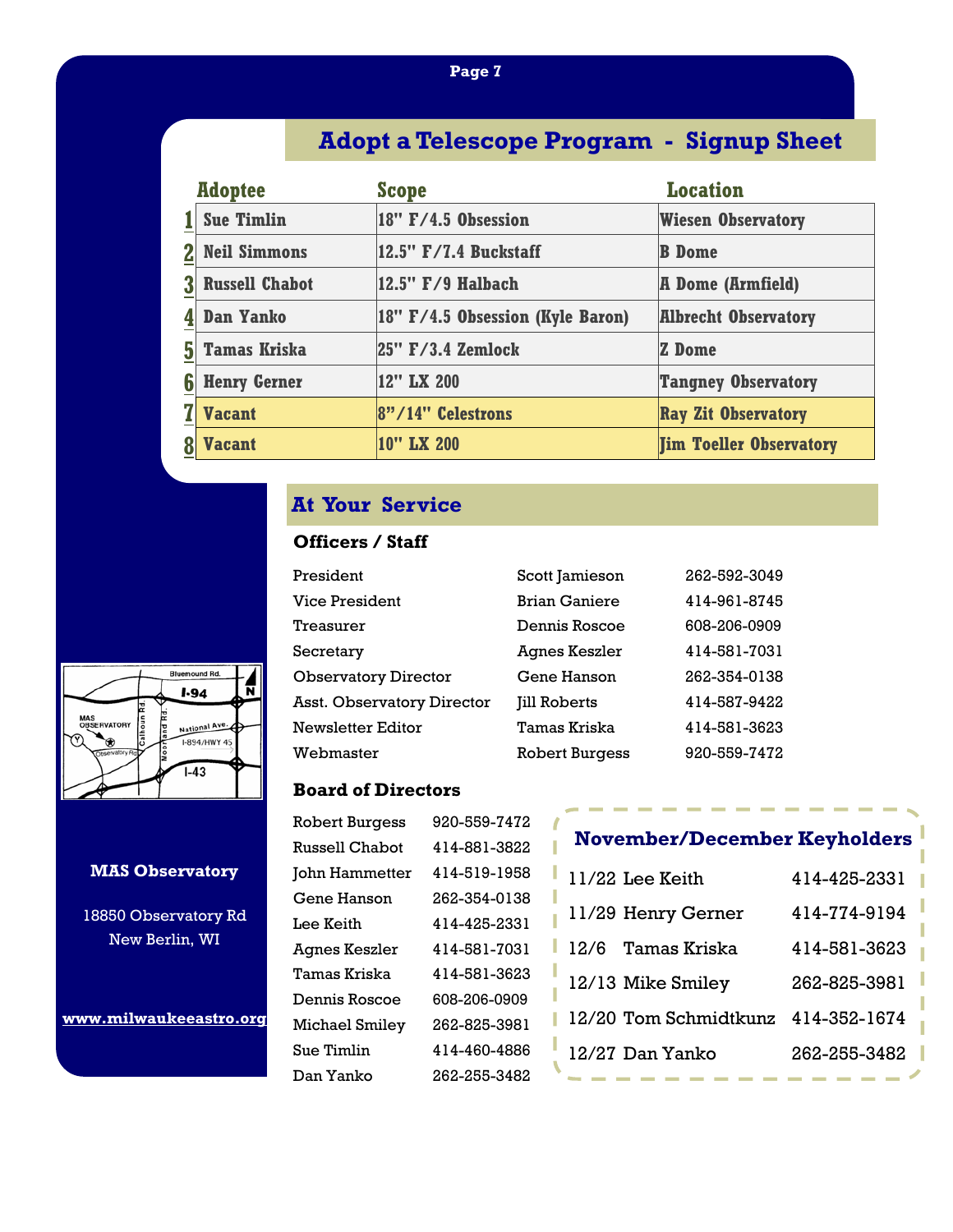## Adopt a Telescope Program - Signup Sheet

| | Adoptee | Scope | Location |
|---|---|---|---|
| 1 | Sue Timlin | 18" F/4.5 Obsession | Wiesen Observatory |
| 2 | Neil Simmons | 12.5" F/7.4 Buckstaff | B Dome |
| 3 | Russell Chabot | 12.5" F/9 Halbach | A Dome (Armfield) |
| 4 | Dan Yanko | 18" F/4.5 Obsession (Kyle Baron) | Albrecht Observatory |
| 5 | Tamas Kriska | 25" F/3.4 Zemlock | Z Dome |
| 6 | Henry Gerner | 12" LX 200 | Tangney Observatory |
| 7 | Vacant | 8"/14" Celestrons | Ray Zit Observatory |
| 8 | Vacant | 10" LX 200 | Jim Toeller Observatory |

## At Your Service

### Officers / Staff

| | | |
|---|---|---|
| President | Scott Jamieson | 262-592-3049 |
| Vice President | Brian Ganiere | 414-961-8745 |
| Treasurer | Dennis Roscoe | 608-206-0909 |
| Secretary | Agnes Keszler | 414-581-7031 |
| Observatory Director | Gene Hanson | 262-354-0138 |
| Asst. Observatory Director | Jill Roberts | 414-587-9422 |
| Newsletter Editor | Tamas Kriska | 414-581-3623 |
| Webmaster | Robert Burgess | 920-559-7472 |

### Board of Directors

| | |
|---|---|
| Robert Burgess | 920-559-7472 |
| Russell Chabot | 414-881-3822 |
| John Hammetter | 414-519-1958 |
| Gene Hanson | 262-354-0138 |
| Lee Keith | 414-425-2331 |
| Agnes Keszler | 414-581-7031 |
| Tamas Kriska | 414-581-3623 |
| Dennis Roscoe | 608-206-0909 |
| Michael Smiley | 262-825-3981 |
| Sue Timlin | 414-460-4886 |
| Dan Yanko | 262-255-3482 |

### November/December Keyholders

| | | |
|---|---|---|
| 11/22 | Lee Keith | 414-425-2331 |
| 11/29 | Henry Gerner | 414-774-9194 |
| 12/6 | Tamas Kriska | 414-581-3623 |
| 12/13 | Mike Smiley | 262-825-3981 |
| 12/20 | Tom Schmidtkunz | 414-352-1674 |
| 12/27 | Dan Yanko | 262-255-3482 |

**MAS Observatory**

18850 Observatory Rd
New Berlin, WI

www.milwaukeeastro.org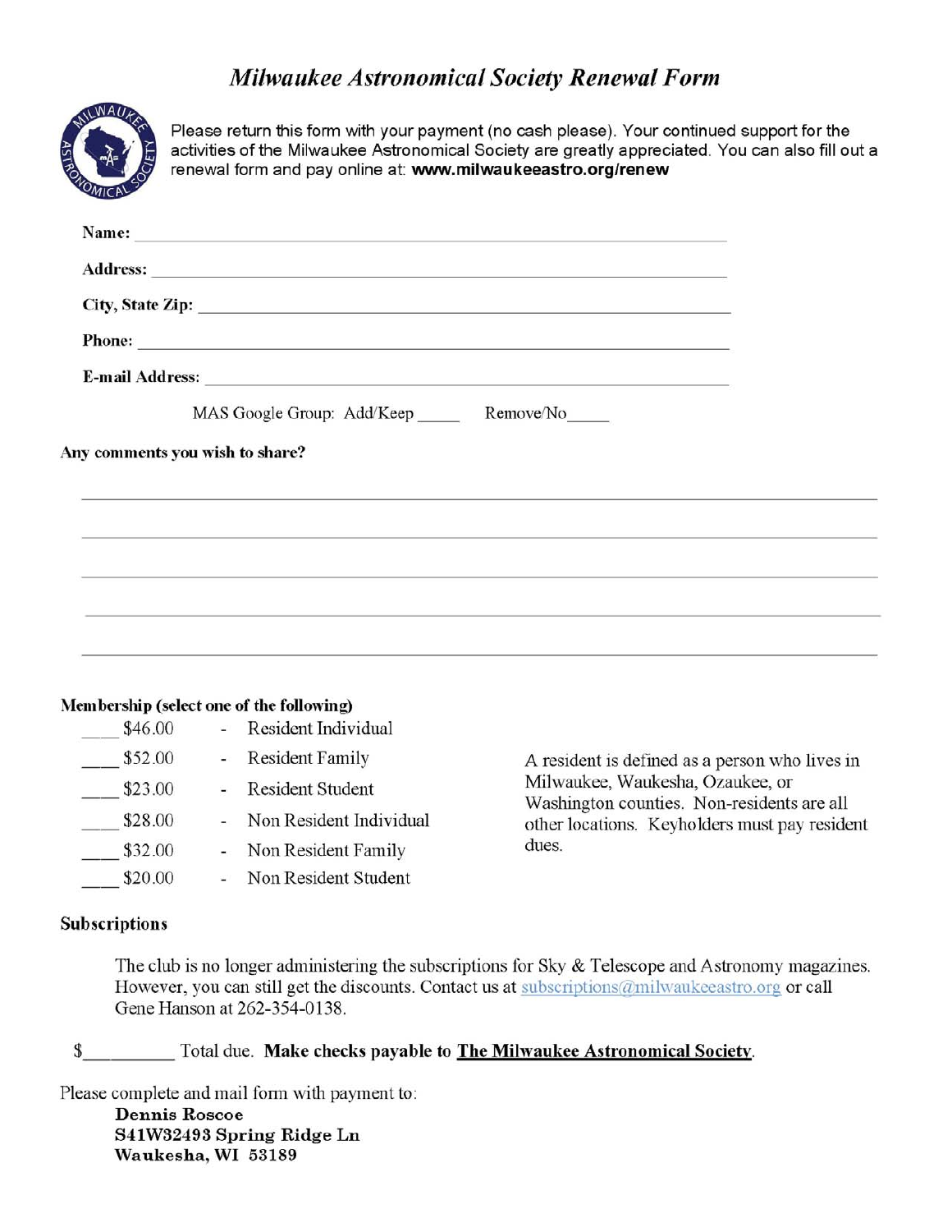# *Milwaukee Astronomical Society Renewal Form*

Please return this form with your payment (no cash please). Your continued support for the activities of the Milwaukee Astronomical Society are greatly appreciated. You can also fill out a renewal form and pay online at: **www.milwaukeeastro.org/renew**

**Name:** ______________________________________________

**Address:** ______________________________________________

**City, State Zip:** ______________________________________________

**Phone:** ______________________________________________

**E-mail Address:** ______________________________________________

MAS Google Group: Add/Keep _____ Remove/No_____

**Any comments you wish to share?**

______________________________________________

______________________________________________

______________________________________________

______________________________________________

______________________________________________

**Membership (select one of the following)**

- ____ $46.00 - Resident Individual
- ____ $52.00 - Resident Family
- ____ $23.00 - Resident Student
- ____ $28.00 - Non Resident Individual
- ____ $32.00 - Non Resident Family
- ____ $20.00 - Non Resident Student

A resident is defined as a person who lives in Milwaukee, Waukesha, Ozaukee, or Washington counties. Non-residents are all other locations. Keyholders must pay resident dues.

**Subscriptions**

The club is no longer administering the subscriptions for Sky & Telescope and Astronomy magazines. However, you can still get the discounts. Contact us at subscriptions@milwaukeeastro.org or call Gene Hanson at 262-354-0138.

$__________ Total due. **Make checks payable to <u>The Milwaukee Astronomical Society</u>**.

Please complete and mail form with payment to:

**Dennis Roscoe**
**S41W32493 Spring Ridge Ln**
**Waukesha, WI 53189**